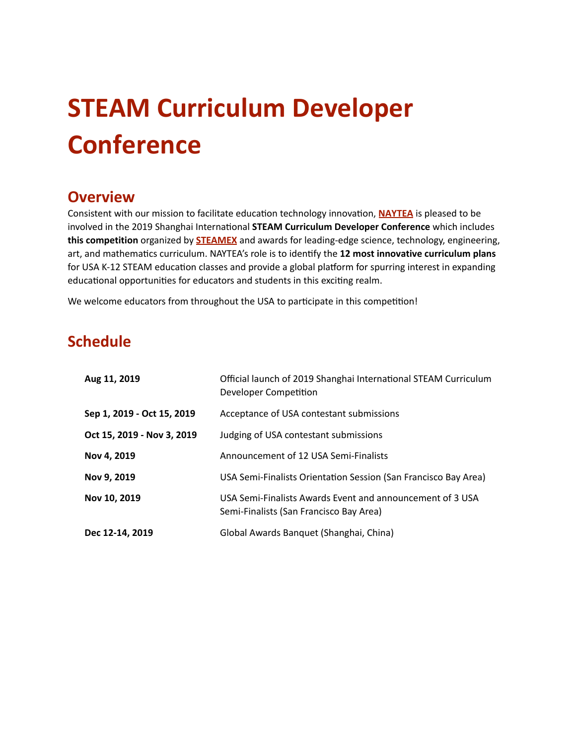# STEAM Curriculum Developer Conference

## Overview

Consistent with our mission to facilitate education technology innovation, **NAYTEA** is pleased to be involved in the 2019 Shanghai International **STEAM Curriculum Developer Conference** which includes **this competition** organized by **STEAMEX** and awards for leading-edge science, technology, engineering, art, and mathematics curriculum. NAYTEA's role is to identify the **12 most innovative curriculum plans** for USA K-12 STEAM education classes and provide a global platform for spurring interest in expanding educational opportunities for educators and students in this exciting realm.

We welcome educators from throughout the USA to participate in this competition!

## Schedule

| | |
|---|---|
| **Aug 11, 2019** | Official launch of 2019 Shanghai International STEAM Curriculum Developer Competition |
| **Sep 1, 2019 - Oct 15, 2019** | Acceptance of USA contestant submissions |
| **Oct 15, 2019 - Nov 3, 2019** | Judging of USA contestant submissions |
| **Nov 4, 2019** | Announcement of 12 USA Semi-Finalists |
| **Nov 9, 2019** | USA Semi-Finalists Orientation Session (San Francisco Bay Area) |
| **Nov 10, 2019** | USA Semi-Finalists Awards Event and announcement of 3 USA Semi-Finalists (San Francisco Bay Area) |
| **Dec 12-14, 2019** | Global Awards Banquet (Shanghai, China) |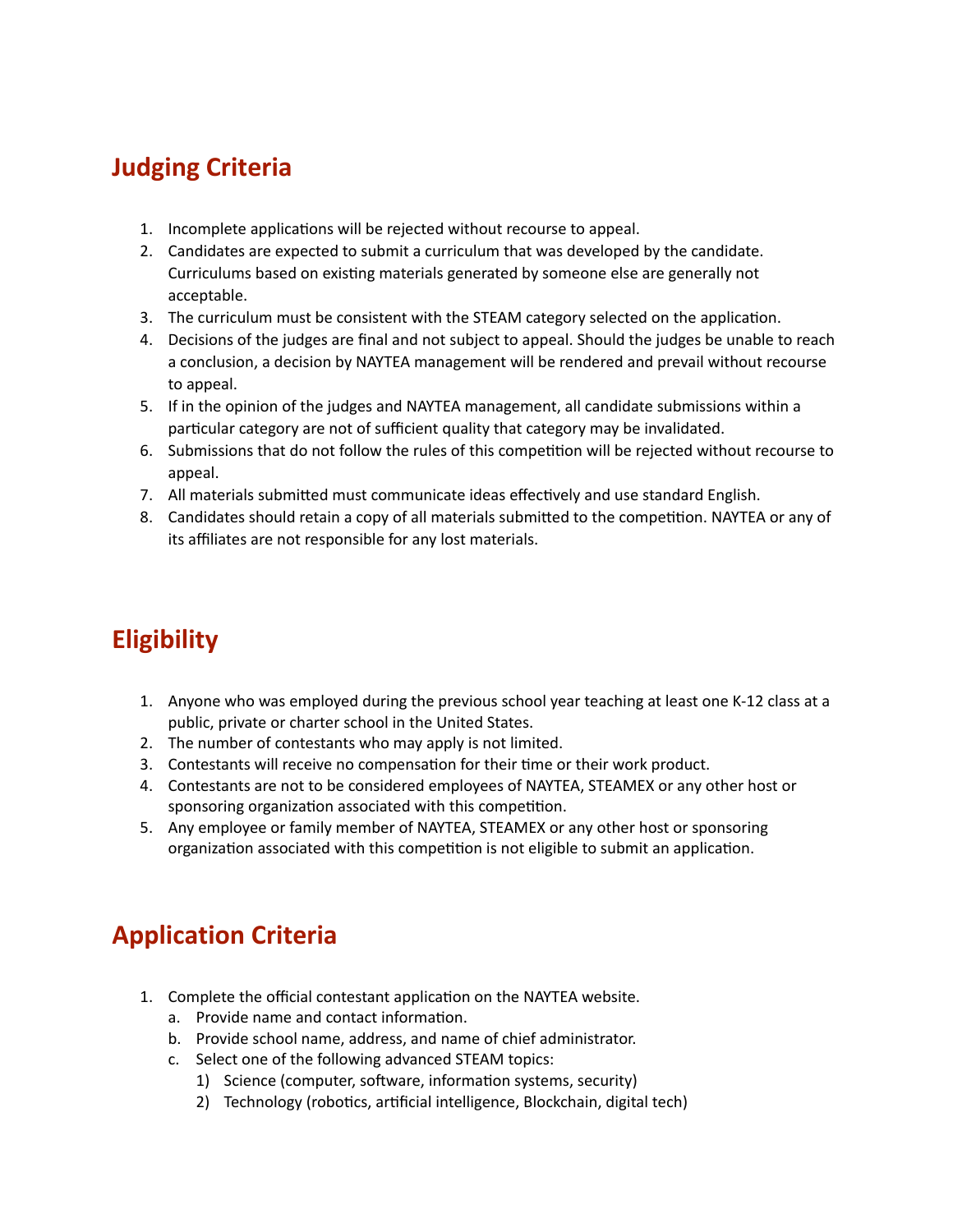## Judging Criteria

1. Incomplete applications will be rejected without recourse to appeal.
2. Candidates are expected to submit a curriculum that was developed by the candidate. Curriculums based on existing materials generated by someone else are generally not acceptable.
3. The curriculum must be consistent with the STEAM category selected on the application.
4. Decisions of the judges are final and not subject to appeal. Should the judges be unable to reach a conclusion, a decision by NAYTEA management will be rendered and prevail without recourse to appeal.
5. If in the opinion of the judges and NAYTEA management, all candidate submissions within a particular category are not of sufficient quality that category may be invalidated.
6. Submissions that do not follow the rules of this competition will be rejected without recourse to appeal.
7. All materials submitted must communicate ideas effectively and use standard English.
8. Candidates should retain a copy of all materials submitted to the competition. NAYTEA or any of its affiliates are not responsible for any lost materials.

## Eligibility

1. Anyone who was employed during the previous school year teaching at least one K-12 class at a public, private or charter school in the United States.
2. The number of contestants who may apply is not limited.
3. Contestants will receive no compensation for their time or their work product.
4. Contestants are not to be considered employees of NAYTEA, STEAMEX or any other host or sponsoring organization associated with this competition.
5. Any employee or family member of NAYTEA, STEAMEX or any other host or sponsoring organization associated with this competition is not eligible to submit an application.

## Application Criteria

1. Complete the official contestant application on the NAYTEA website.
   a. Provide name and contact information.
   b. Provide school name, address, and name of chief administrator.
   c. Select one of the following advanced STEAM topics:
      1) Science (computer, software, information systems, security)
      2) Technology (robotics, artificial intelligence, Blockchain, digital tech)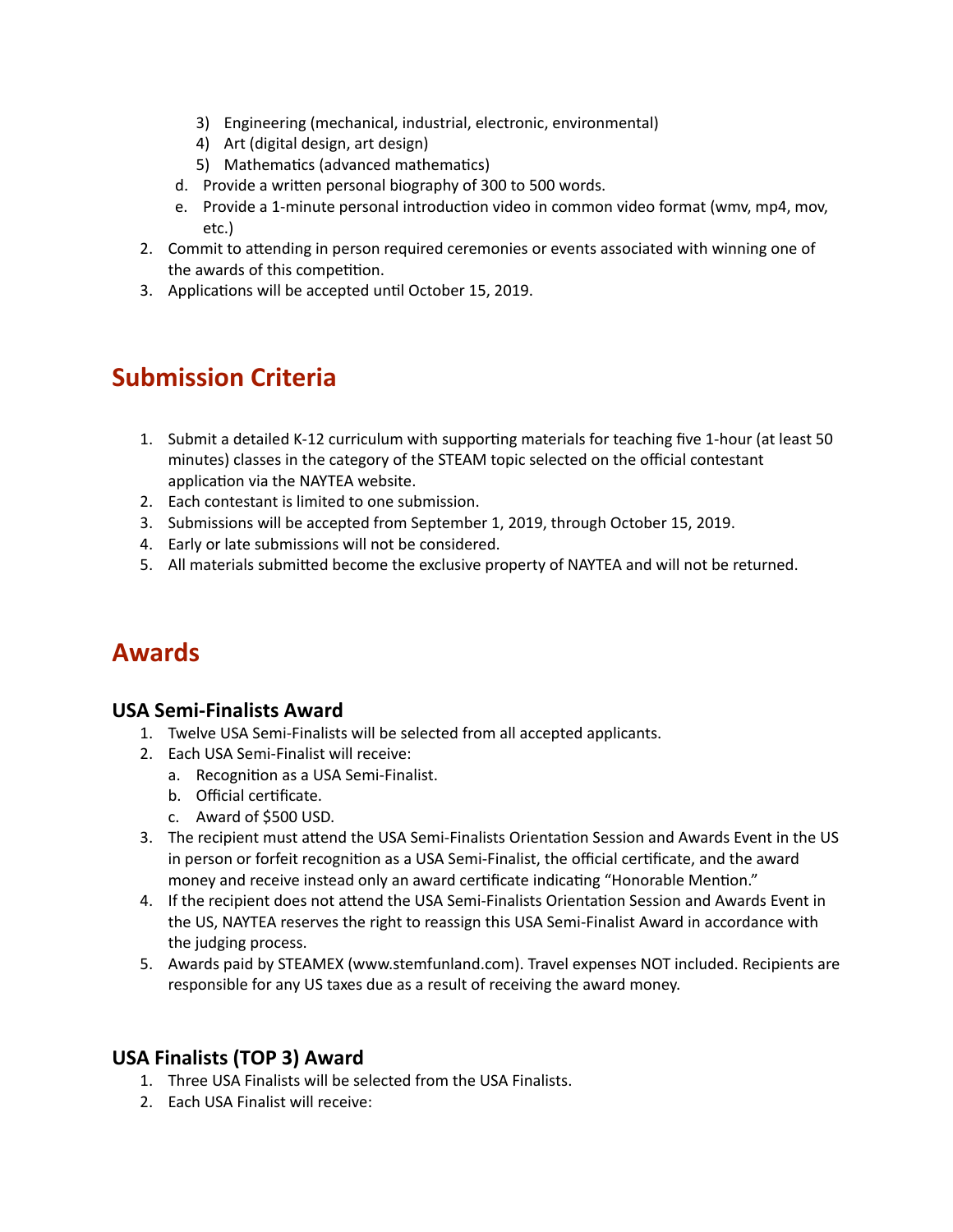3) Engineering (mechanical, industrial, electronic, environmental)
   4) Art (digital design, art design)
   5) Mathematics (advanced mathematics)

   d. Provide a written personal biography of 300 to 500 words.

   e. Provide a 1-minute personal introduction video in common video format (wmv, mp4, mov, etc.)

2. Commit to attending in person required ceremonies or events associated with winning one of the awards of this competition.
3. Applications will be accepted until October 15, 2019.

## Submission Criteria

1. Submit a detailed K-12 curriculum with supporting materials for teaching five 1-hour (at least 50 minutes) classes in the category of the STEAM topic selected on the official contestant application via the NAYTEA website.
2. Each contestant is limited to one submission.
3. Submissions will be accepted from September 1, 2019, through October 15, 2019.
4. Early or late submissions will not be considered.
5. All materials submitted become the exclusive property of NAYTEA and will not be returned.

## Awards

### USA Semi-Finalists Award

1. Twelve USA Semi-Finalists will be selected from all accepted applicants.
2. Each USA Semi-Finalist will receive:
   a. Recognition as a USA Semi-Finalist.
   b. Official certificate.
   c. Award of $500 USD.
3. The recipient must attend the USA Semi-Finalists Orientation Session and Awards Event in the US in person or forfeit recognition as a USA Semi-Finalist, the official certificate, and the award money and receive instead only an award certificate indicating "Honorable Mention."
4. If the recipient does not attend the USA Semi-Finalists Orientation Session and Awards Event in the US, NAYTEA reserves the right to reassign this USA Semi-Finalist Award in accordance with the judging process.
5. Awards paid by STEAMEX (www.stemfunland.com). Travel expenses NOT included. Recipients are responsible for any US taxes due as a result of receiving the award money.

### USA Finalists (TOP 3) Award

1. Three USA Finalists will be selected from the USA Finalists.
2. Each USA Finalist will receive: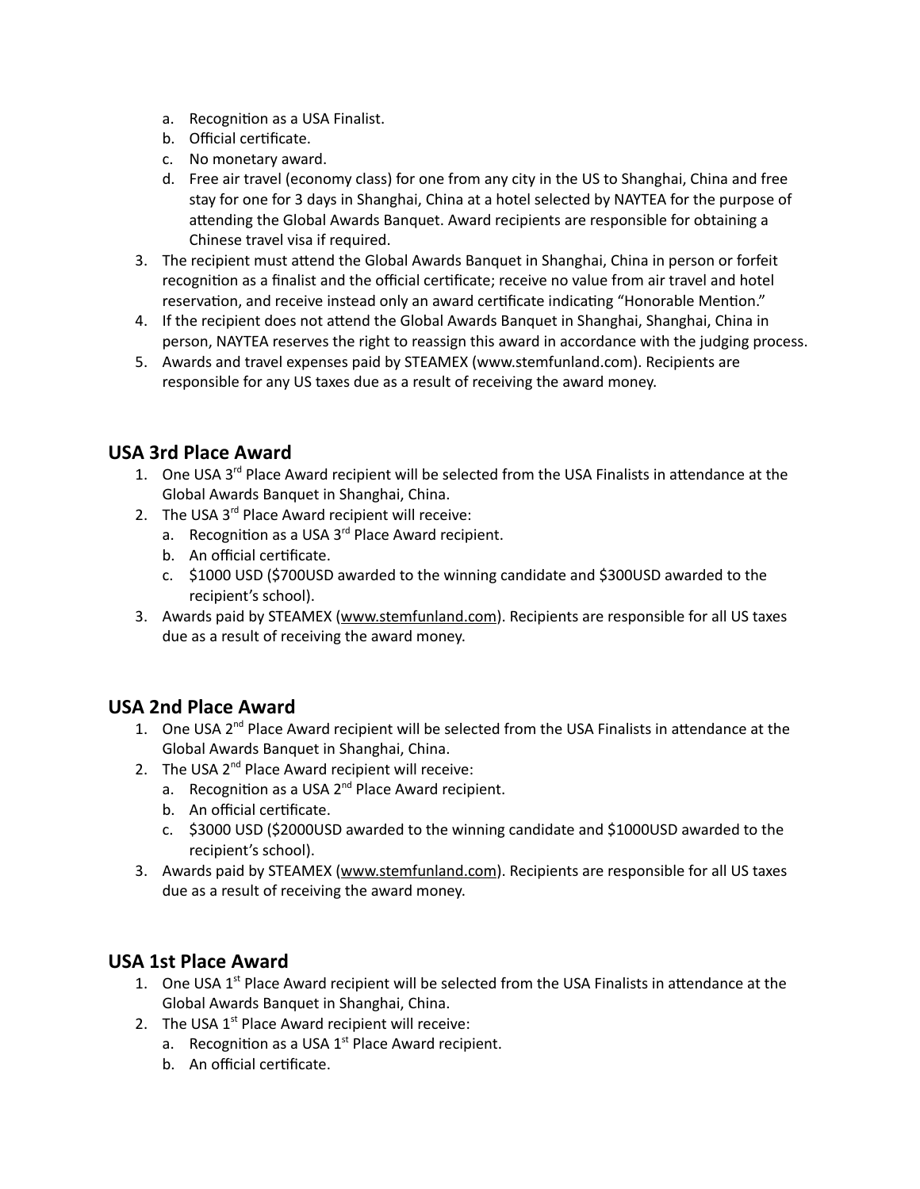a. Recognition as a USA Finalist.
   b. Official certificate.
   c. No monetary award.
   d. Free air travel (economy class) for one from any city in the US to Shanghai, China and free stay for one for 3 days in Shanghai, China at a hotel selected by NAYTEA for the purpose of attending the Global Awards Banquet. Award recipients are responsible for obtaining a Chinese travel visa if required.
3. The recipient must attend the Global Awards Banquet in Shanghai, China in person or forfeit recognition as a finalist and the official certificate; receive no value from air travel and hotel reservation, and receive instead only an award certificate indicating "Honorable Mention."
4. If the recipient does not attend the Global Awards Banquet in Shanghai, Shanghai, China in person, NAYTEA reserves the right to reassign this award in accordance with the judging process.
5. Awards and travel expenses paid by STEAMEX (www.stemfunland.com). Recipients are responsible for any US taxes due as a result of receiving the award money.

## USA 3rd Place Award

1. One USA 3rd Place Award recipient will be selected from the USA Finalists in attendance at the Global Awards Banquet in Shanghai, China.
2. The USA 3rd Place Award recipient will receive:
   a. Recognition as a USA 3rd Place Award recipient.
   b. An official certificate.
   c. $1000 USD ($700USD awarded to the winning candidate and $300USD awarded to the recipient's school).
3. Awards paid by STEAMEX (www.stemfunland.com). Recipients are responsible for all US taxes due as a result of receiving the award money.

## USA 2nd Place Award

1. One USA 2nd Place Award recipient will be selected from the USA Finalists in attendance at the Global Awards Banquet in Shanghai, China.
2. The USA 2nd Place Award recipient will receive:
   a. Recognition as a USA 2nd Place Award recipient.
   b. An official certificate.
   c. $3000 USD ($2000USD awarded to the winning candidate and $1000USD awarded to the recipient's school).
3. Awards paid by STEAMEX (www.stemfunland.com). Recipients are responsible for all US taxes due as a result of receiving the award money.

## USA 1st Place Award

1. One USA 1st Place Award recipient will be selected from the USA Finalists in attendance at the Global Awards Banquet in Shanghai, China.
2. The USA 1st Place Award recipient will receive:
   a. Recognition as a USA 1st Place Award recipient.
   b. An official certificate.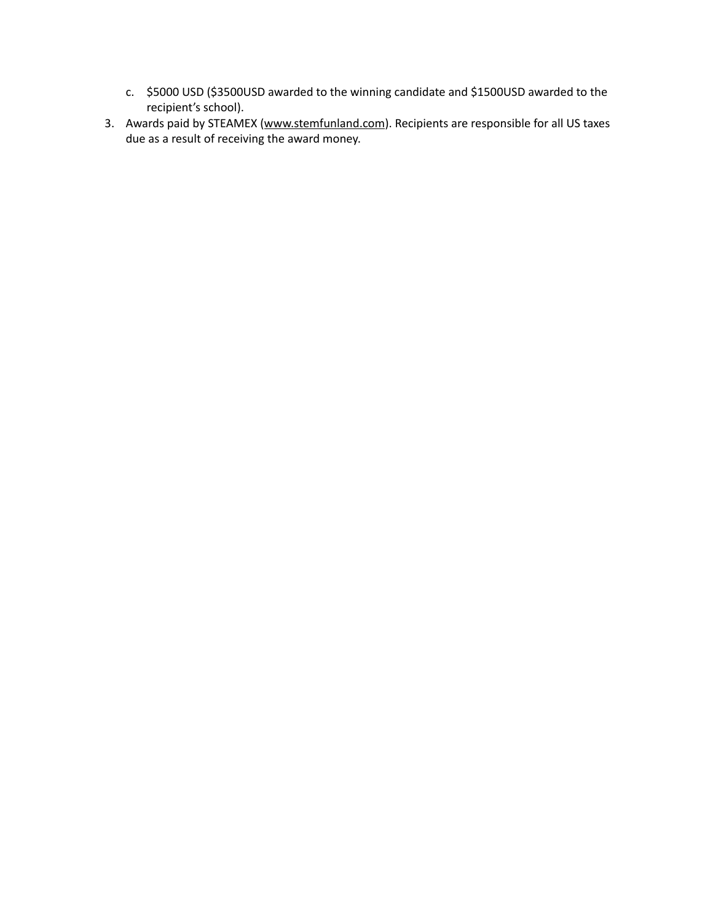c. $5000 USD ($3500USD awarded to the winning candidate and $1500USD awarded to the recipient's school).

3. Awards paid by STEAMEX (www.stemfunland.com). Recipients are responsible for all US taxes due as a result of receiving the award money.